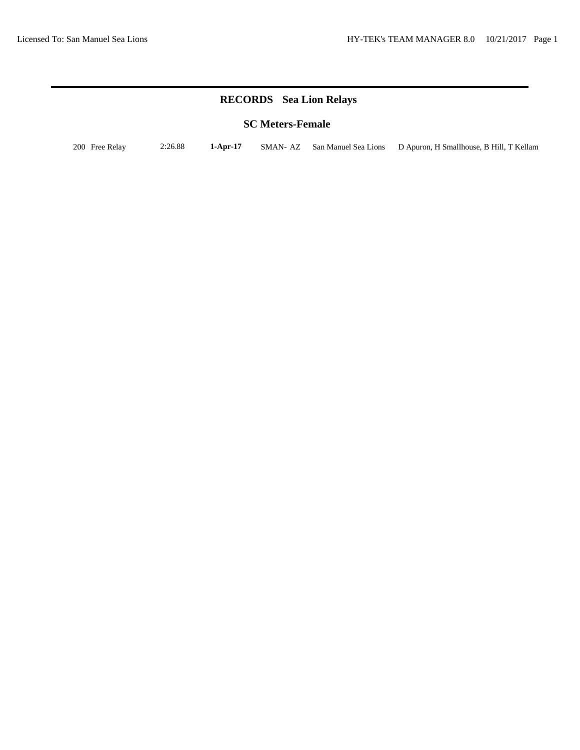# RECORDS Sea Lion Relays

## SC Meters-Female

| Event | Time | Date | Team Code | Team | Swimmers |
|---|---|---|---|---|---|
| 200 Free Relay | 2:26.88 | **1-Apr-17** | SMAN- AZ | San Manuel Sea Lions | D Apuron, H Smallhouse, B Hill, T Kellam |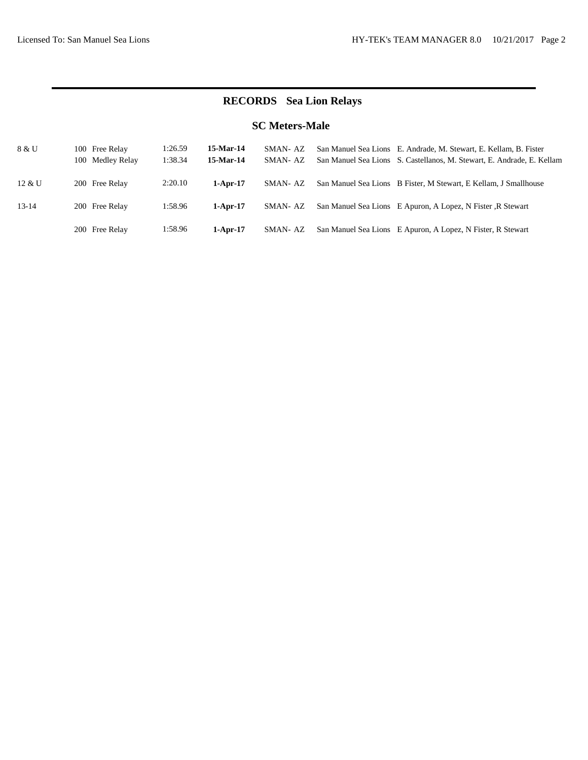# RECORDS Sea Lion Relays

## SC Meters-Male

| Age Group | Event | Time | Date | Team | Team Name | Swimmers |
|---|---|---|---|---|---|---|
| 8 & U | 100 Free Relay | 1:26.59 | **15-Mar-14** | SMAN- AZ | San Manuel Sea Lions | E. Andrade, M. Stewart, E. Kellam, B. Fister |
| | 100 Medley Relay | 1:38.34 | **15-Mar-14** | SMAN- AZ | San Manuel Sea Lions | S. Castellanos, M. Stewart, E. Andrade, E. Kellam |
| 12 & U | 200 Free Relay | 2:20.10 | **1-Apr-17** | SMAN- AZ | San Manuel Sea Lions | B Fister, M Stewart, E Kellam, J Smallhouse |
| 13-14 | 200 Free Relay | 1:58.96 | **1-Apr-17** | SMAN- AZ | San Manuel Sea Lions | E Apuron, A Lopez, N Fister ,R Stewart |
| | 200 Free Relay | 1:58.96 | **1-Apr-17** | SMAN- AZ | San Manuel Sea Lions | E Apuron, A Lopez, N Fister, R Stewart |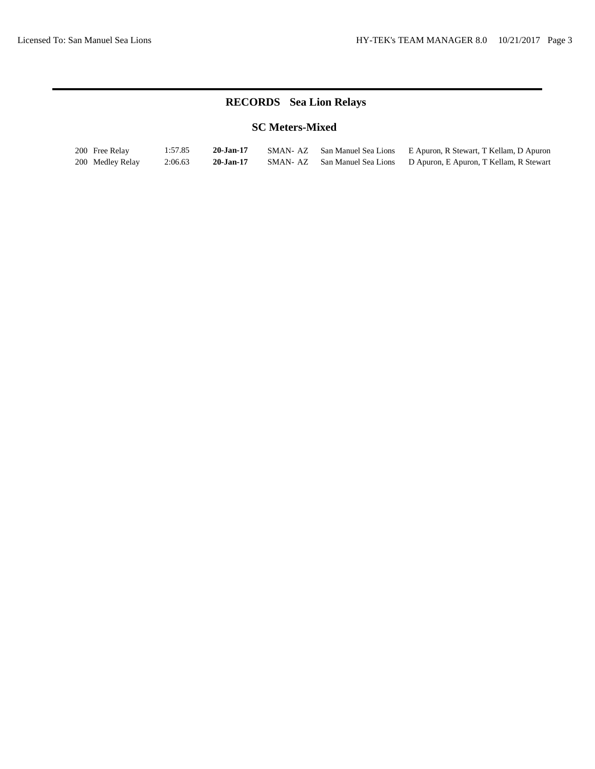## RECORDS Sea Lion Relays

### SC Meters-Mixed

| | | | | | |
|---|---|---|---|---|---|
| 200 Free Relay | 1:57.85 | **20-Jan-17** | SMAN- AZ | San Manuel Sea Lions | E Apuron, R Stewart, T Kellam, D Apuron |
| 200 Medley Relay | 2:06.63 | **20-Jan-17** | SMAN- AZ | San Manuel Sea Lions | D Apuron, E Apuron, T Kellam, R Stewart |